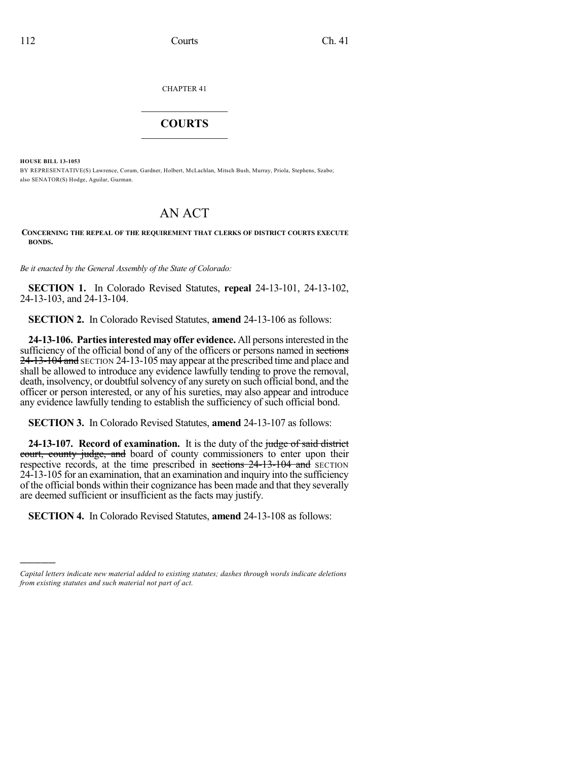CHAPTER 41

# COURTS

**HOUSE BILL 13-1053**

BY REPRESENTATIVE(S) Lawrence, Coram, Gardner, Holbert, McLachlan, Mitsch Bush, Murray, Priola, Stephens, Szabo;
also SENATOR(S) Hodge, Aguilar, Guzman.

# AN ACT

**CONCERNING THE REPEAL OF THE REQUIREMENT THAT CLERKS OF DISTRICT COURTS EXECUTE BONDS.**

*Be it enacted by the General Assembly of the State of Colorado:*

**SECTION 1.** In Colorado Revised Statutes, **repeal** 24-13-101, 24-13-102, 24-13-103, and 24-13-104.

**SECTION 2.** In Colorado Revised Statutes, **amend** 24-13-106 as follows:

**24-13-106. Parties interested may offer evidence.** All persons interested in the sufficiency of the official bond of any of the officers or persons named in ~~sections 24-13-104 and~~ SECTION 24-13-105 may appear at the prescribed time and place and shall be allowed to introduce any evidence lawfully tending to prove the removal, death, insolvency, or doubtful solvency of any surety on such official bond, and the officer or person interested, or any of his sureties, may also appear and introduce any evidence lawfully tending to establish the sufficiency of such official bond.

**SECTION 3.** In Colorado Revised Statutes, **amend** 24-13-107 as follows:

**24-13-107. Record of examination.** It is the duty of the ~~judge of said district court, county judge, and~~ board of county commissioners to enter upon their respective records, at the time prescribed in ~~sections 24-13-104 and~~ SECTION 24-13-105 for an examination, that an examination and inquiry into the sufficiency of the official bonds within their cognizance has been made and that they severally are deemed sufficient or insufficient as the facts may justify.

**SECTION 4.** In Colorado Revised Statutes, **amend** 24-13-108 as follows:

---

*Capital letters indicate new material added to existing statutes; dashes through words indicate deletions from existing statutes and such material not part of act.*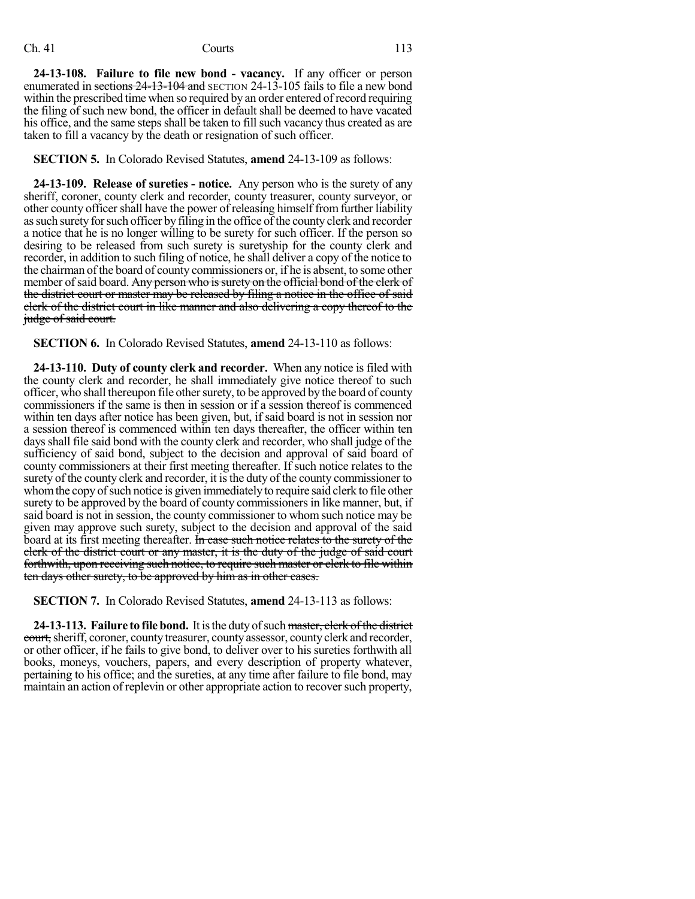**24-13-108. Failure to file new bond - vacancy.** If any officer or person enumerated in ~~sections 24-13-104 and~~ SECTION 24-13-105 fails to file a new bond within the prescribed time when so required by an order entered of record requiring the filing of such new bond, the officer in default shall be deemed to have vacated his office, and the same steps shall be taken to fill such vacancy thus created as are taken to fill a vacancy by the death or resignation of such officer.

**SECTION 5.** In Colorado Revised Statutes, **amend** 24-13-109 as follows:

**24-13-109. Release of sureties - notice.** Any person who is the surety of any sheriff, coroner, county clerk and recorder, county treasurer, county surveyor, or other county officer shall have the power of releasing himself from further liability as such surety for such officer by filing in the office of the county clerk and recorder a notice that he is no longer willing to be surety for such officer. If the person so desiring to be released from such surety is suretyship for the county clerk and recorder, in addition to such filing of notice, he shall deliver a copy of the notice to the chairman of the board of county commissioners or, if he is absent, to some other member of said board. ~~Any person who is surety on the official bond of the clerk of the district court or master may be released by filing a notice in the office of said clerk of the district court in like manner and also delivering a copy thereof to the judge of said court.~~

**SECTION 6.** In Colorado Revised Statutes, **amend** 24-13-110 as follows:

**24-13-110. Duty of county clerk and recorder.** When any notice is filed with the county clerk and recorder, he shall immediately give notice thereof to such officer, who shall thereupon file other surety, to be approved by the board of county commissioners if the same is then in session or if a session thereof is commenced within ten days after notice has been given, but, if said board is not in session nor a session thereof is commenced within ten days thereafter, the officer within ten days shall file said bond with the county clerk and recorder, who shall judge of the sufficiency of said bond, subject to the decision and approval of said board of county commissioners at their first meeting thereafter. If such notice relates to the surety of the county clerk and recorder, it is the duty of the county commissioner to whom the copy of such notice is given immediately to require said clerk to file other surety to be approved by the board of county commissioners in like manner, but, if said board is not in session, the county commissioner to whom such notice may be given may approve such surety, subject to the decision and approval of the said board at its first meeting thereafter. ~~In case such notice relates to the surety of the clerk of the district court or any master, it is the duty of the judge of said court forthwith, upon receiving such notice, to require such master or clerk to file within ten days other surety, to be approved by him as in other cases.~~

**SECTION 7.** In Colorado Revised Statutes, **amend** 24-13-113 as follows:

**24-13-113. Failure to file bond.** It is the duty of such ~~master, clerk of the district court,~~ sheriff, coroner, county treasurer, county assessor, county clerk and recorder, or other officer, if he fails to give bond, to deliver over to his sureties forthwith all books, moneys, vouchers, papers, and every description of property whatever, pertaining to his office; and the sureties, at any time after failure to file bond, may maintain an action of replevin or other appropriate action to recover such property,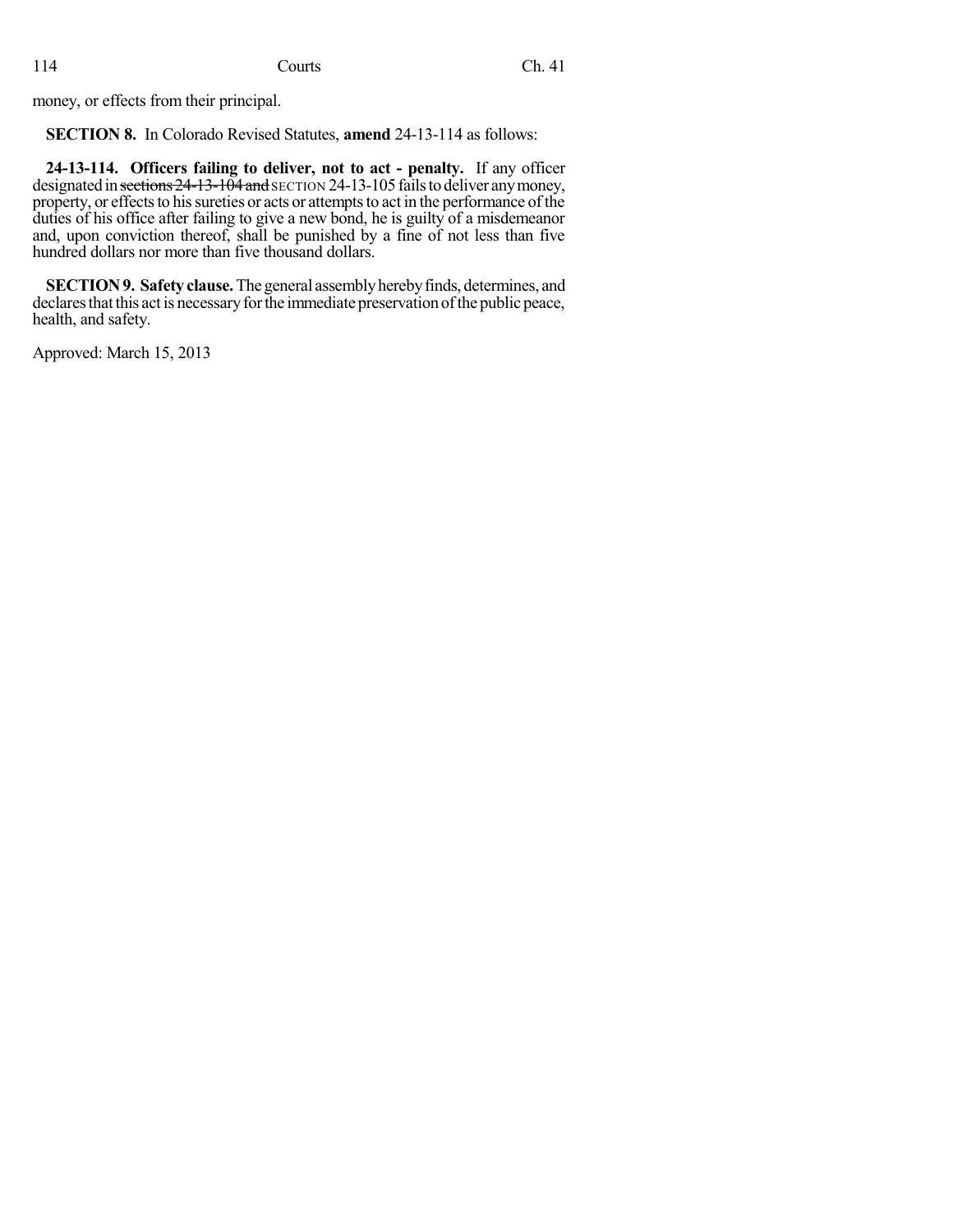money, or effects from their principal.

**SECTION 8.** In Colorado Revised Statutes, **amend** 24-13-114 as follows:

**24-13-114. Officers failing to deliver, not to act - penalty.** If any officer designated in ~~sections 24-13-104 and~~ SECTION 24-13-105 fails to deliver any money, property, or effects to his sureties or acts or attempts to act in the performance of the duties of his office after failing to give a new bond, he is guilty of a misdemeanor and, upon conviction thereof, shall be punished by a fine of not less than five hundred dollars nor more than five thousand dollars.

**SECTION 9. Safety clause.** The general assembly hereby finds, determines, and declares that this act is necessary for the immediate preservation of the public peace, health, and safety.

Approved: March 15, 2013